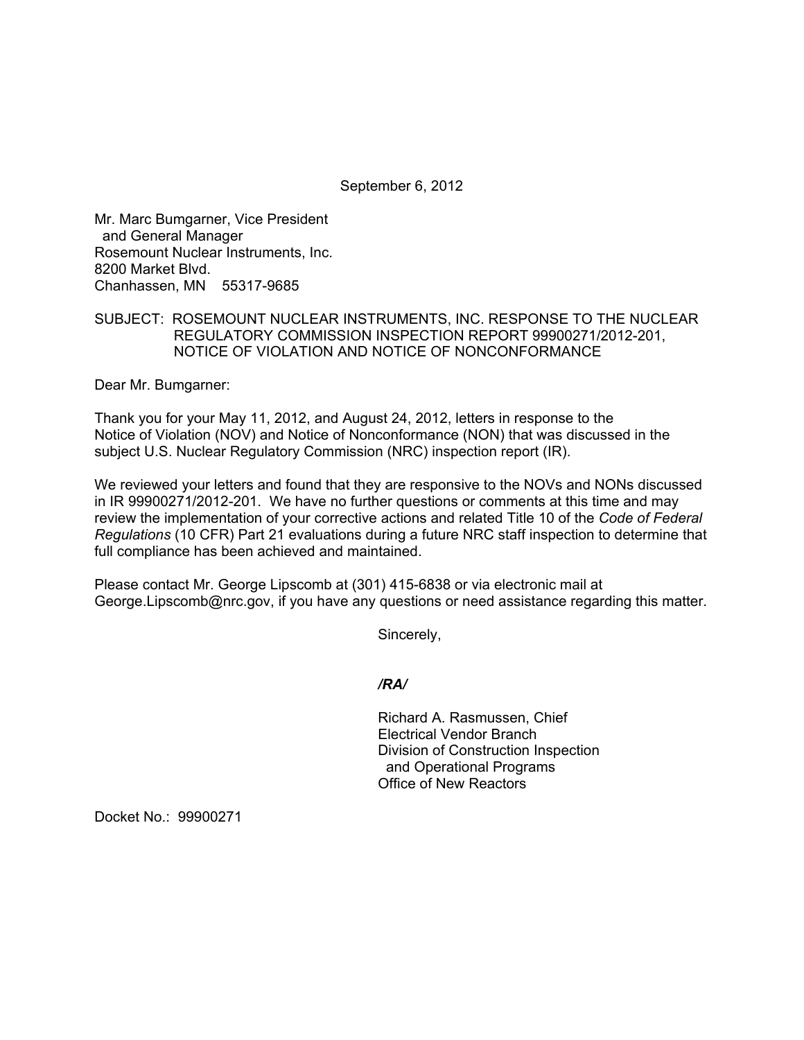September 6, 2012

Mr. Marc Bumgarner, Vice President
and General Manager
Rosemount Nuclear Instruments, Inc.
8200 Market Blvd.
Chanhassen, MN 55317-9685

SUBJECT: ROSEMOUNT NUCLEAR INSTRUMENTS, INC. RESPONSE TO THE NUCLEAR REGULATORY COMMISSION INSPECTION REPORT 99900271/2012-201, NOTICE OF VIOLATION AND NOTICE OF NONCONFORMANCE

Dear Mr. Bumgarner:

Thank you for your May 11, 2012, and August 24, 2012, letters in response to the Notice of Violation (NOV) and Notice of Nonconformance (NON) that was discussed in the subject U.S. Nuclear Regulatory Commission (NRC) inspection report (IR).

We reviewed your letters and found that they are responsive to the NOVs and NONs discussed in IR 99900271/2012-201. We have no further questions or comments at this time and may review the implementation of your corrective actions and related Title 10 of the *Code of Federal Regulations* (10 CFR) Part 21 evaluations during a future NRC staff inspection to determine that full compliance has been achieved and maintained.

Please contact Mr. George Lipscomb at (301) 415-6838 or via electronic mail at George.Lipscomb@nrc.gov, if you have any questions or need assistance regarding this matter.

Sincerely,

*/RA/*

Richard A. Rasmussen, Chief
Electrical Vendor Branch
Division of Construction Inspection
and Operational Programs
Office of New Reactors

Docket No.: 99900271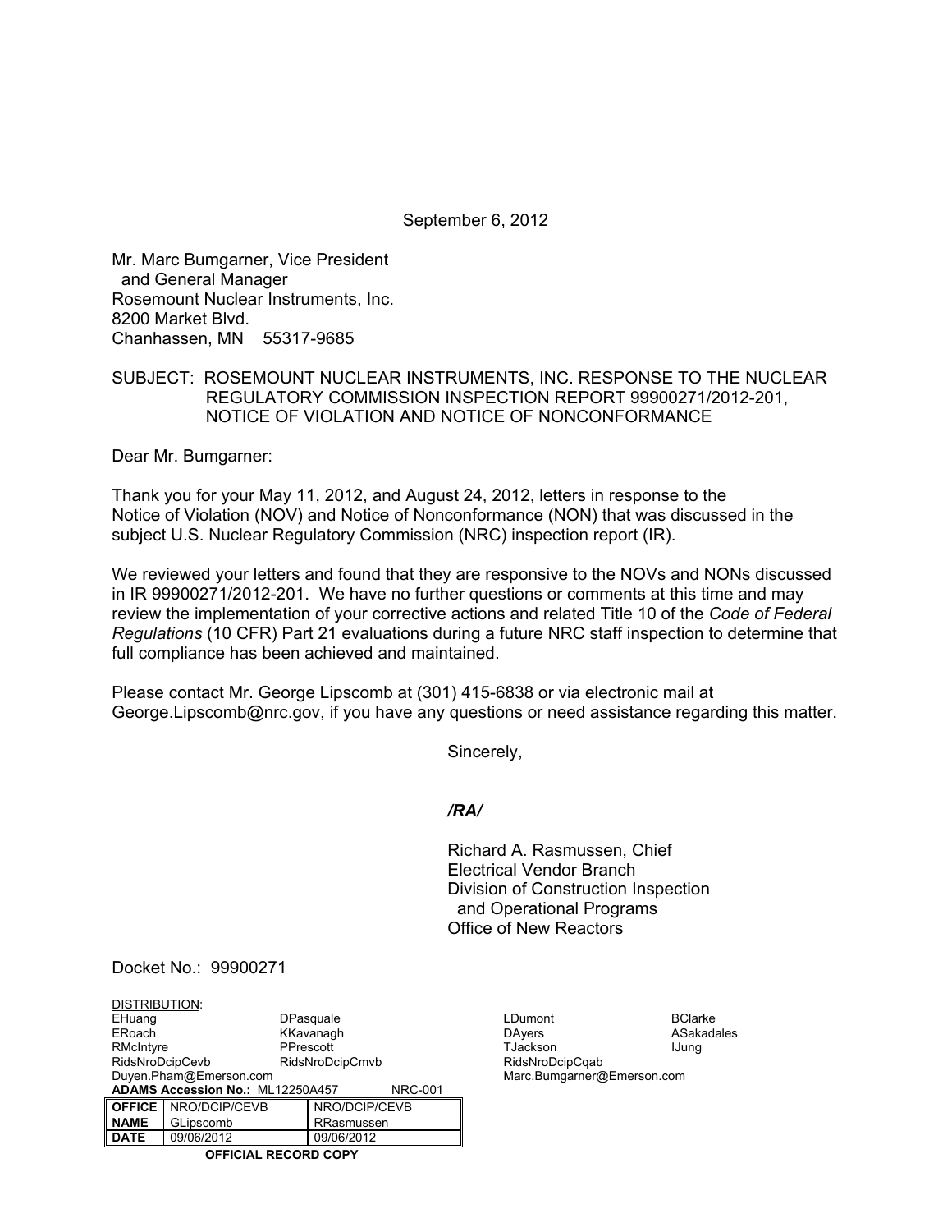September 6, 2012

Mr. Marc Bumgarner, Vice President
and General Manager
Rosemount Nuclear Instruments, Inc.
8200 Market Blvd.
Chanhassen, MN 55317-9685

SUBJECT: ROSEMOUNT NUCLEAR INSTRUMENTS, INC. RESPONSE TO THE NUCLEAR REGULATORY COMMISSION INSPECTION REPORT 99900271/2012-201, NOTICE OF VIOLATION AND NOTICE OF NONCONFORMANCE

Dear Mr. Bumgarner:

Thank you for your May 11, 2012, and August 24, 2012, letters in response to the Notice of Violation (NOV) and Notice of Nonconformance (NON) that was discussed in the subject U.S. Nuclear Regulatory Commission (NRC) inspection report (IR).

We reviewed your letters and found that they are responsive to the NOVs and NONs discussed in IR 99900271/2012-201. We have no further questions or comments at this time and may review the implementation of your corrective actions and related Title 10 of the *Code of Federal Regulations* (10 CFR) Part 21 evaluations during a future NRC staff inspection to determine that full compliance has been achieved and maintained.

Please contact Mr. George Lipscomb at (301) 415-6838 or via electronic mail at George.Lipscomb@nrc.gov, if you have any questions or need assistance regarding this matter.

Sincerely,

*/RA/*

Richard A. Rasmussen, Chief
Electrical Vendor Branch
Division of Construction Inspection
and Operational Programs
Office of New Reactors

Docket No.: 99900271

DISTRIBUTION:

EHuang, DPasquale, LDumont, BClarke
ERoach, KKavanagh, DAyers, ASakadales
RMcIntyre, PPrescott, TJackson, IJung
RidsNroDcipCevb, RidsNroDcipCmvb, RidsNroDcipCqab
Duyen.Pham@Emerson.com, Marc.Bumgarner@Emerson.com

**ADAMS Accession No.:** ML12250A457 NRC-001

| | | |
|---|---|---|
| **OFFICE** | NRO/DCIP/CEVB | NRO/DCIP/CEVB |
| **NAME** | GLipscomb | RRasmussen |
| **DATE** | 09/06/2012 | 09/06/2012 |

**OFFICIAL RECORD COPY**